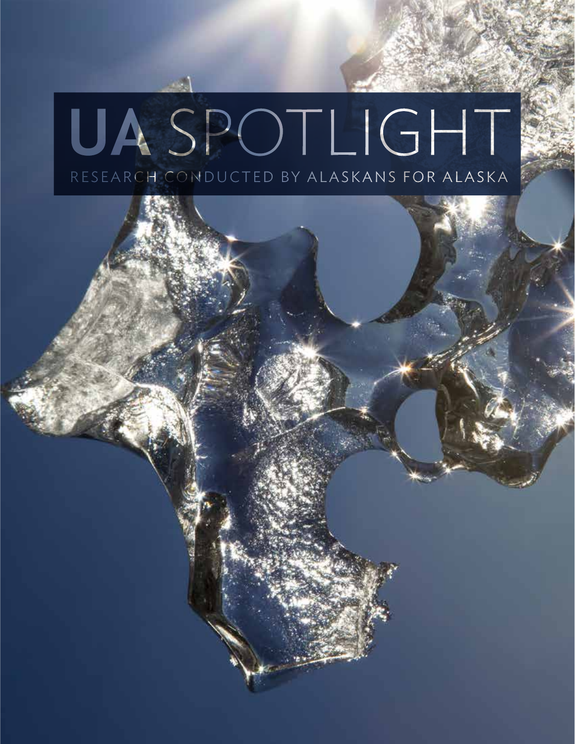# UA SPOTLIGHT

RESEARCH CONDUCTED BY ALASKANS FOR ALASKA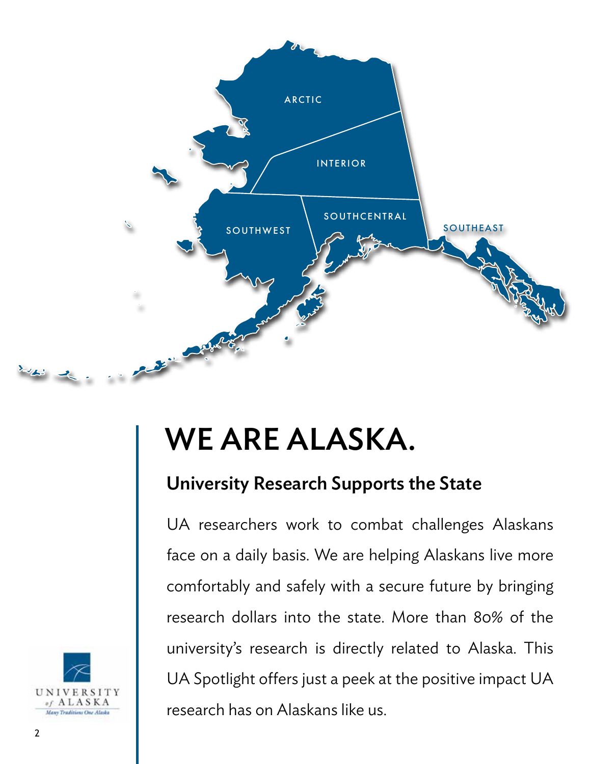ARCTIC

INTERIOR

SOUTHWEST

SOUTHCENTRAL

SOUTHEAST

# WE ARE ALASKA.

## University Research Supports the State

UA researchers work to combat challenges Alaskans face on a daily basis. We are helping Alaskans live more comfortably and safely with a secure future by bringing research dollars into the state. More than 80% of the university's research is directly related to Alaska. This UA Spotlight offers just a peek at the positive impact UA research has on Alaskans like us.

UNIVERSITY of ALASKA
Many Traditions One Alaska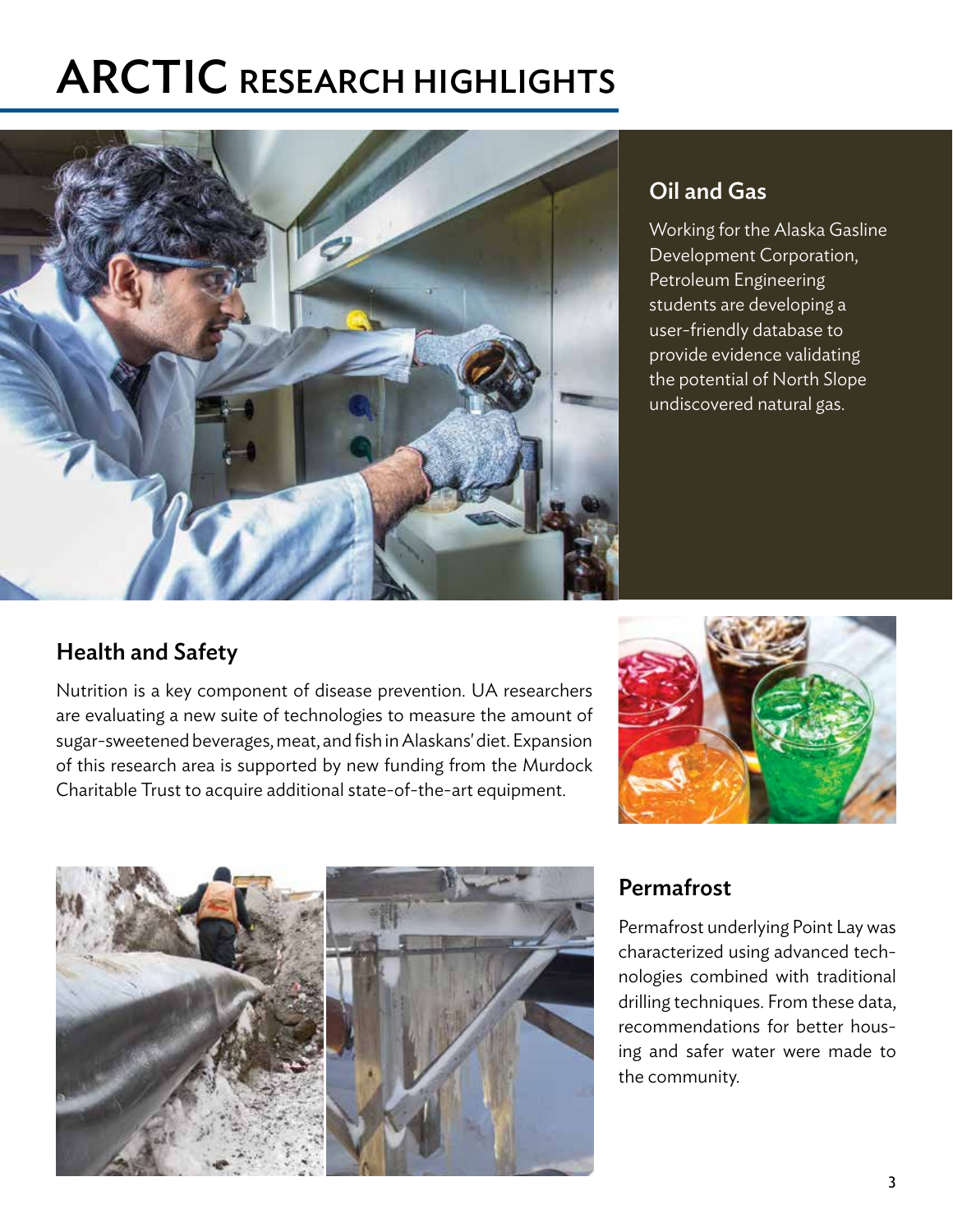# ARCTIC RESEARCH HIGHLIGHTS

## Oil and Gas

Working for the Alaska Gasline Development Corporation, Petroleum Engineering students are developing a user-friendly database to provide evidence validating the potential of North Slope undiscovered natural gas.

## Health and Safety

Nutrition is a key component of disease prevention. UA researchers are evaluating a new suite of technologies to measure the amount of sugar-sweetened beverages, meat, and fish in Alaskans' diet. Expansion of this research area is supported by new funding from the Murdock Charitable Trust to acquire additional state-of-the-art equipment.

## Permafrost

Permafrost underlying Point Lay was characterized using advanced technologies combined with traditional drilling techniques. From these data, recommendations for better housing and safer water were made to the community.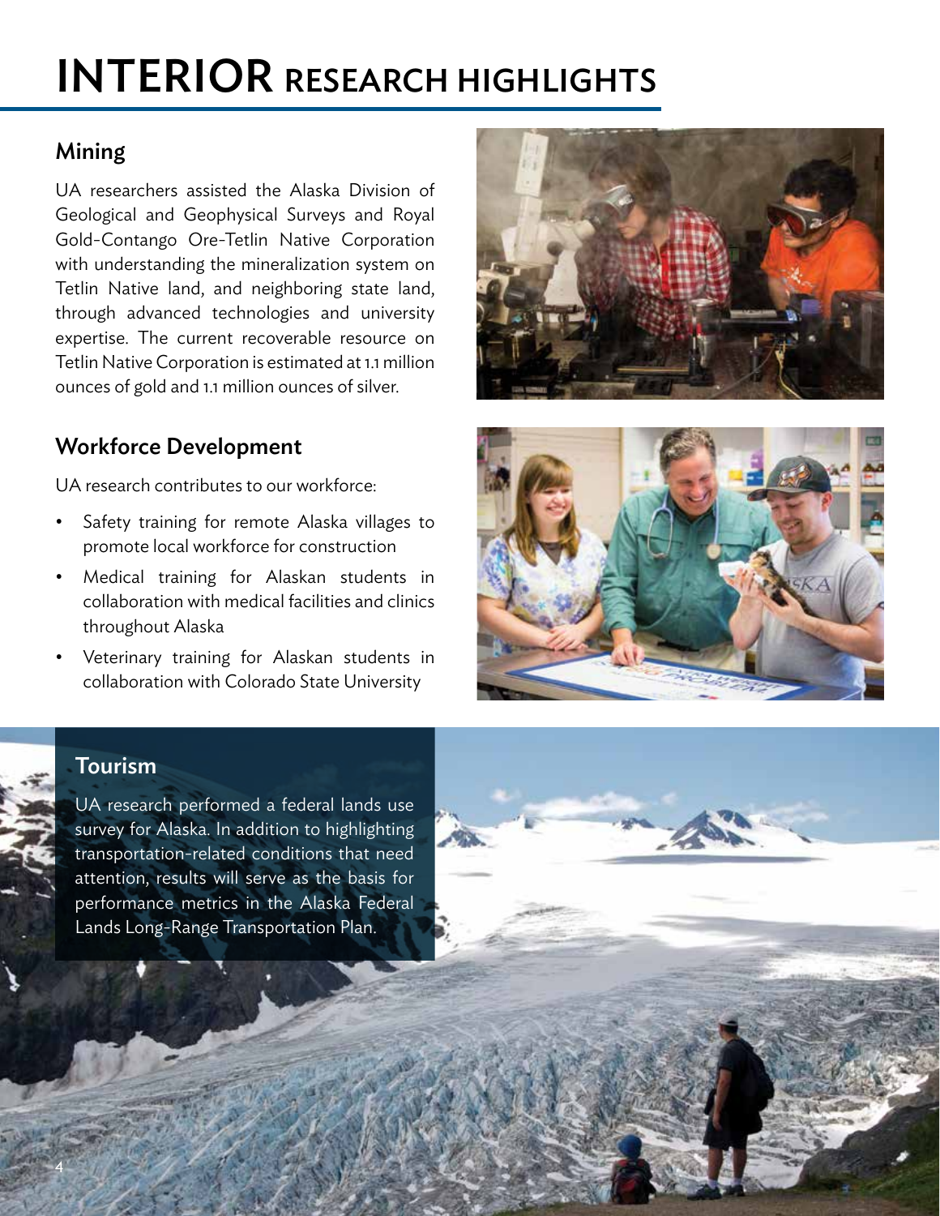# INTERIOR RESEARCH HIGHLIGHTS

## Mining

UA researchers assisted the Alaska Division of Geological and Geophysical Surveys and Royal Gold-Contango Ore-Tetlin Native Corporation with understanding the mineralization system on Tetlin Native land, and neighboring state land, through advanced technologies and university expertise. The current recoverable resource on Tetlin Native Corporation is estimated at 1.1 million ounces of gold and 1.1 million ounces of silver.

## Workforce Development

UA research contributes to our workforce:

- Safety training for remote Alaska villages to promote local workforce for construction
- Medical training for Alaskan students in collaboration with medical facilities and clinics throughout Alaska
- Veterinary training for Alaskan students in collaboration with Colorado State University

## Tourism

UA research performed a federal lands use survey for Alaska. In addition to highlighting transportation-related conditions that need attention, results will serve as the basis for performance metrics in the Alaska Federal Lands Long-Range Transportation Plan.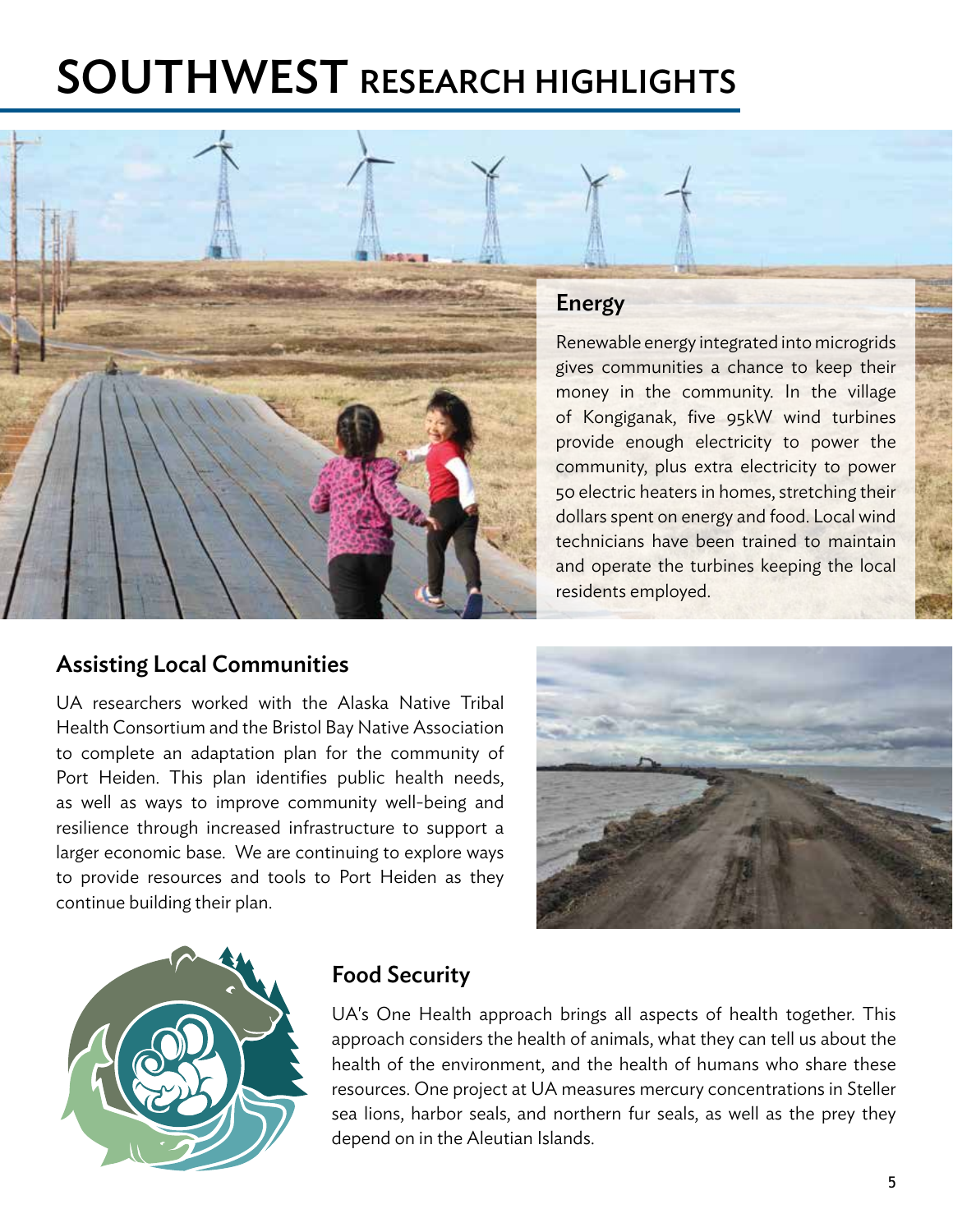# SOUTHWEST RESEARCH HIGHLIGHTS

## Energy

Renewable energy integrated into microgrids gives communities a chance to keep their money in the community. In the village of Kongiganak, five 95kW wind turbines provide enough electricity to power the community, plus extra electricity to power 50 electric heaters in homes, stretching their dollars spent on energy and food. Local wind technicians have been trained to maintain and operate the turbines keeping the local residents employed.

## Assisting Local Communities

UA researchers worked with the Alaska Native Tribal Health Consortium and the Bristol Bay Native Association to complete an adaptation plan for the community of Port Heiden. This plan identifies public health needs, as well as ways to improve community well-being and resilience through increased infrastructure to support a larger economic base. We are continuing to explore ways to provide resources and tools to Port Heiden as they continue building their plan.

## Food Security

UA's One Health approach brings all aspects of health together. This approach considers the health of animals, what they can tell us about the health of the environment, and the health of humans who share these resources. One project at UA measures mercury concentrations in Steller sea lions, harbor seals, and northern fur seals, as well as the prey they depend on in the Aleutian Islands.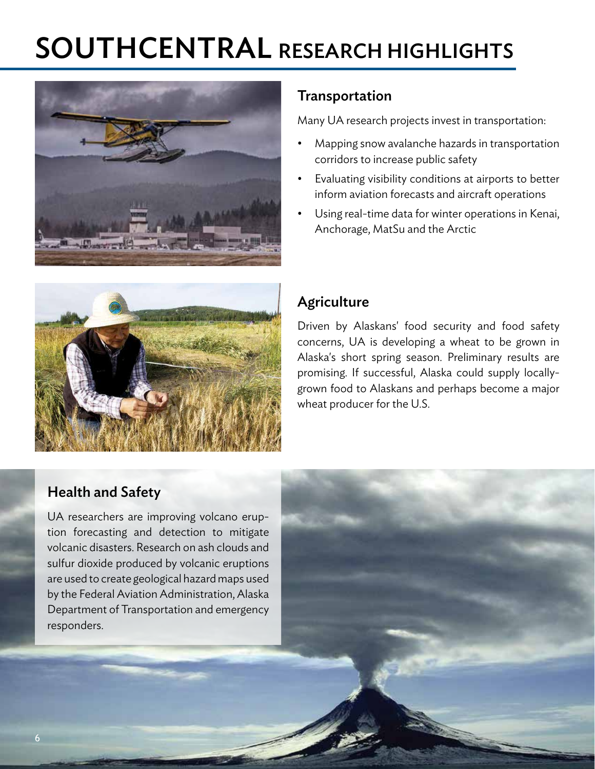# SOUTHCENTRAL RESEARCH HIGHLIGHTS

## Transportation

Many UA research projects invest in transportation:

- Mapping snow avalanche hazards in transportation corridors to increase public safety
- Evaluating visibility conditions at airports to better inform aviation forecasts and aircraft operations
- Using real-time data for winter operations in Kenai, Anchorage, MatSu and the Arctic

## Agriculture

Driven by Alaskans' food security and food safety concerns, UA is developing a wheat to be grown in Alaska's short spring season. Preliminary results are promising. If successful, Alaska could supply locally-grown food to Alaskans and perhaps become a major wheat producer for the U.S.

## Health and Safety

UA researchers are improving volcano eruption forecasting and detection to mitigate volcanic disasters. Research on ash clouds and sulfur dioxide produced by volcanic eruptions are used to create geological hazard maps used by the Federal Aviation Administration, Alaska Department of Transportation and emergency responders.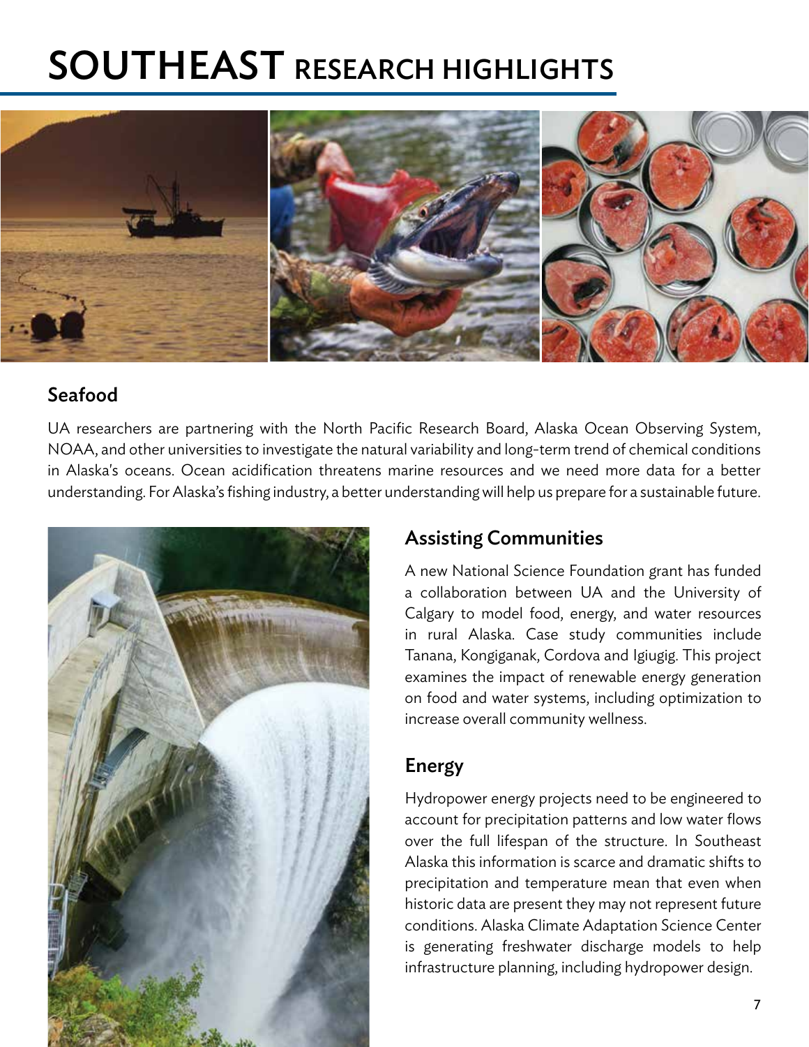# SOUTHEAST RESEARCH HIGHLIGHTS

## Seafood

UA researchers are partnering with the North Pacific Research Board, Alaska Ocean Observing System, NOAA, and other universities to investigate the natural variability and long-term trend of chemical conditions in Alaska's oceans. Ocean acidification threatens marine resources and we need more data for a better understanding. For Alaska's fishing industry, a better understanding will help us prepare for a sustainable future.

## Assisting Communities

A new National Science Foundation grant has funded a collaboration between UA and the University of Calgary to model food, energy, and water resources in rural Alaska. Case study communities include Tanana, Kongiganak, Cordova and Igiugig. This project examines the impact of renewable energy generation on food and water systems, including optimization to increase overall community wellness.

## Energy

Hydropower energy projects need to be engineered to account for precipitation patterns and low water flows over the full lifespan of the structure. In Southeast Alaska this information is scarce and dramatic shifts to precipitation and temperature mean that even when historic data are present they may not represent future conditions. Alaska Climate Adaptation Science Center is generating freshwater discharge models to help infrastructure planning, including hydropower design.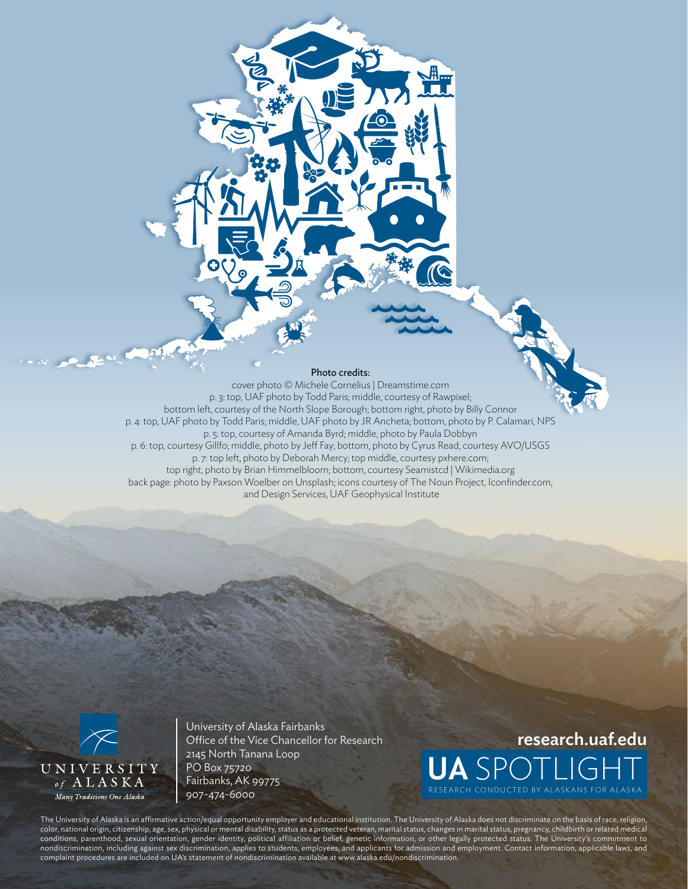**Photo credits:**

cover photo © Michele Cornelius | Dreamstime.com
p. 3: top, UAF photo by Todd Paris; middle, courtesy of Rawpixel;
bottom left, courtesy of the North Slope Borough; bottom right, photo by Billy Connor
p. 4: top, UAF photo by Todd Paris; middle, UAF photo by JR Ancheta; bottom, photo by P. Calamari, NPS
p. 5: top, courtesy of Amanda Byrd; middle, photo by Paula Dobbyn
p. 6: top, courtesy Gillfo; middle, photo by Jeff Fay; bottom, photo by Cyrus Read, courtesy AVO/USGS
p. 7: top left, photo by Deborah Mercy; top middle, courtesy pxhere.com;
top right, photo by Brian Himmelbloom; bottom, courtesy Seamistcd | Wikimedia.org
back page: photo by Paxson Woelber on Unsplash; icons courtesy of The Noun Project, Iconfinder.com, and Design Services, UAF Geophysical Institute

UNIVERSITY of ALASKA
*Many Traditions One Alaska*

University of Alaska Fairbanks
Office of the Vice Chancellor for Research
2145 North Tanana Loop
PO Box 75720
Fairbanks, AK 99775
907-474-6000

**research.uaf.edu**

**UA** SPOTLIGHT
RESEARCH CONDUCTED BY ALASKANS FOR ALASKA

The University of Alaska is an affirmative action/equal opportunity employer and educational institution. The University of Alaska does not discriminate on the basis of race, religion, color, national origin, citizenship, age, sex, physical or mental disability, status as a protected veteran, marital status, changes in marital status, pregnancy, childbirth or related medical conditions, parenthood, sexual orientation, gender identity, political affiliation or belief, genetic information, or other legally protected status. The University's commitment to nondiscrimination, including against sex discrimination, applies to students, employees, and applicants for admission and employment. Contact information, applicable laws, and complaint procedures are included on UA's statement of nondiscrimination available at www.alaska.edu/nondiscrimination.